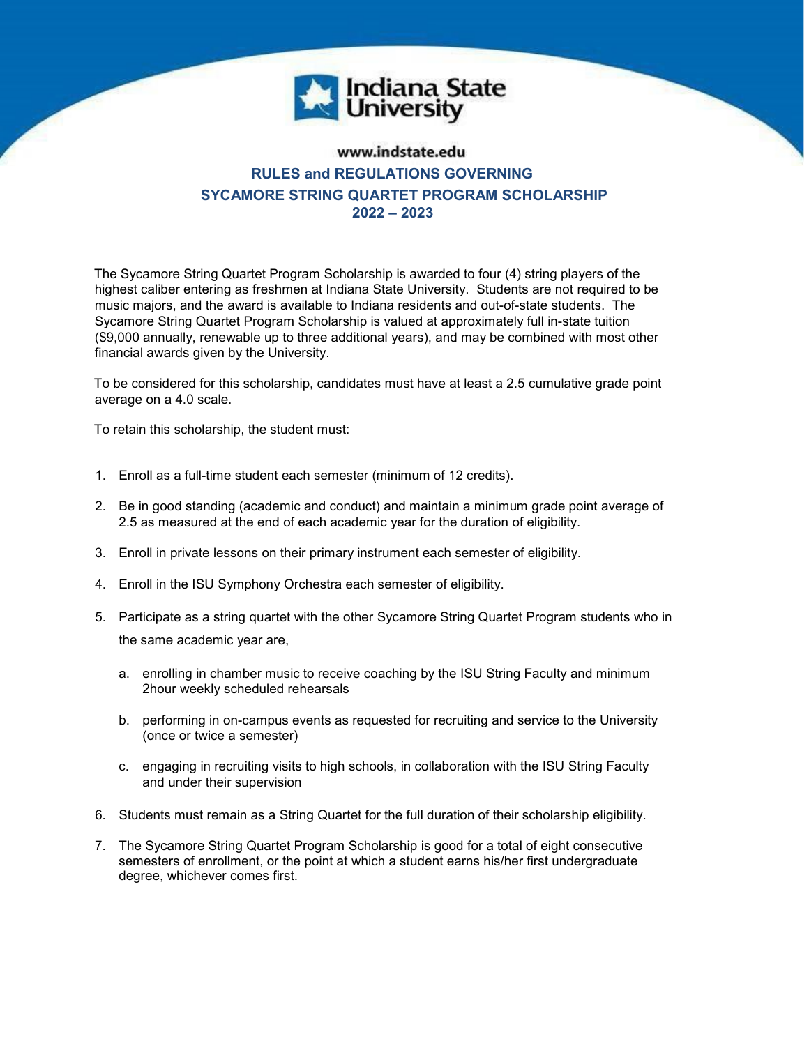Indiana State University

www.indstate.edu

# RULES and REGULATIONS GOVERNING SYCAMORE STRING QUARTET PROGRAM SCHOLARSHIP 2022 – 2023

The Sycamore String Quartet Program Scholarship is awarded to four (4) string players of the highest caliber entering as freshmen at Indiana State University. Students are not required to be music majors, and the award is available to Indiana residents and out-of-state students. The Sycamore String Quartet Program Scholarship is valued at approximately full in-state tuition ($9,000 annually, renewable up to three additional years), and may be combined with most other financial awards given by the University.

To be considered for this scholarship, candidates must have at least a 2.5 cumulative grade point average on a 4.0 scale.

To retain this scholarship, the student must:

1. Enroll as a full-time student each semester (minimum of 12 credits).
2. Be in good standing (academic and conduct) and maintain a minimum grade point average of 2.5 as measured at the end of each academic year for the duration of eligibility.
3. Enroll in private lessons on their primary instrument each semester of eligibility.
4. Enroll in the ISU Symphony Orchestra each semester of eligibility.
5. Participate as a string quartet with the other Sycamore String Quartet Program students who in the same academic year are,
   a. enrolling in chamber music to receive coaching by the ISU String Faculty and minimum 2hour weekly scheduled rehearsals
   b. performing in on-campus events as requested for recruiting and service to the University (once or twice a semester)
   c. engaging in recruiting visits to high schools, in collaboration with the ISU String Faculty and under their supervision
6. Students must remain as a String Quartet for the full duration of their scholarship eligibility.
7. The Sycamore String Quartet Program Scholarship is good for a total of eight consecutive semesters of enrollment, or the point at which a student earns his/her first undergraduate degree, whichever comes first.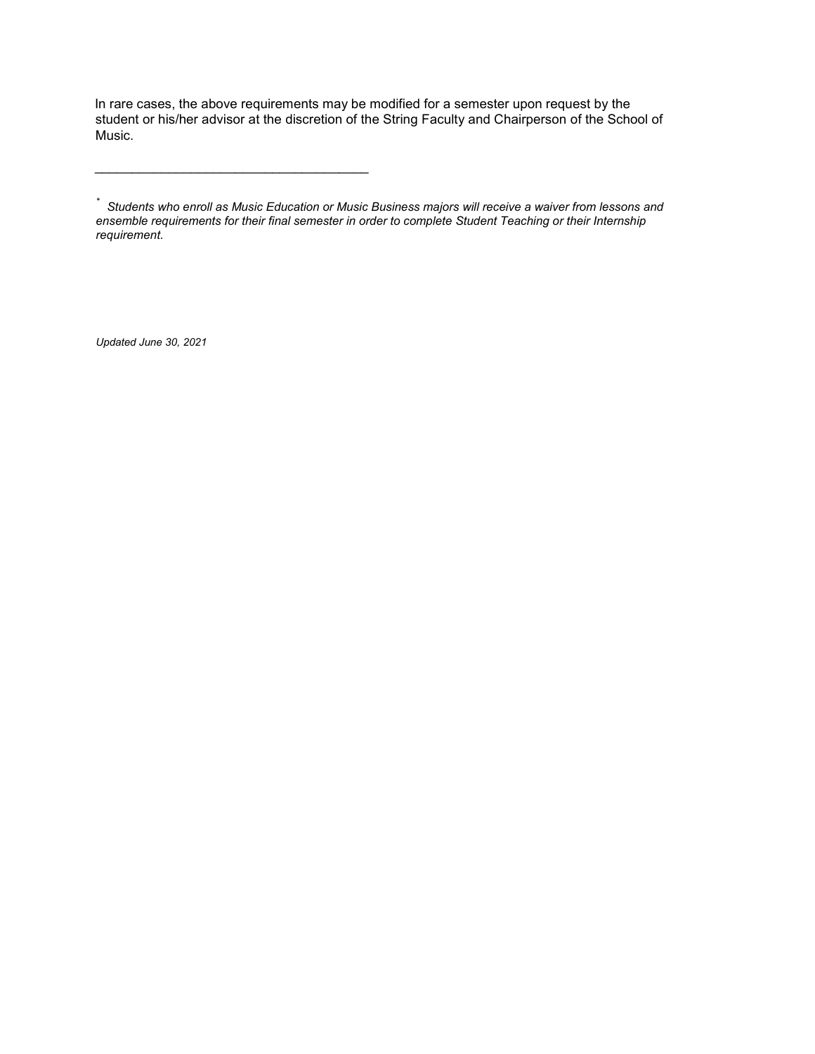In rare cases, the above requirements may be modified for a semester upon request by the student or his/her advisor at the discretion of the String Faculty and Chairperson of the School of Music.

_______________________________________

[*] *Students who enroll as Music Education or Music Business majors will receive a waiver from lessons and ensemble requirements for their final semester in order to complete Student Teaching or their Internship requirement.*

*Updated June 30, 2021*